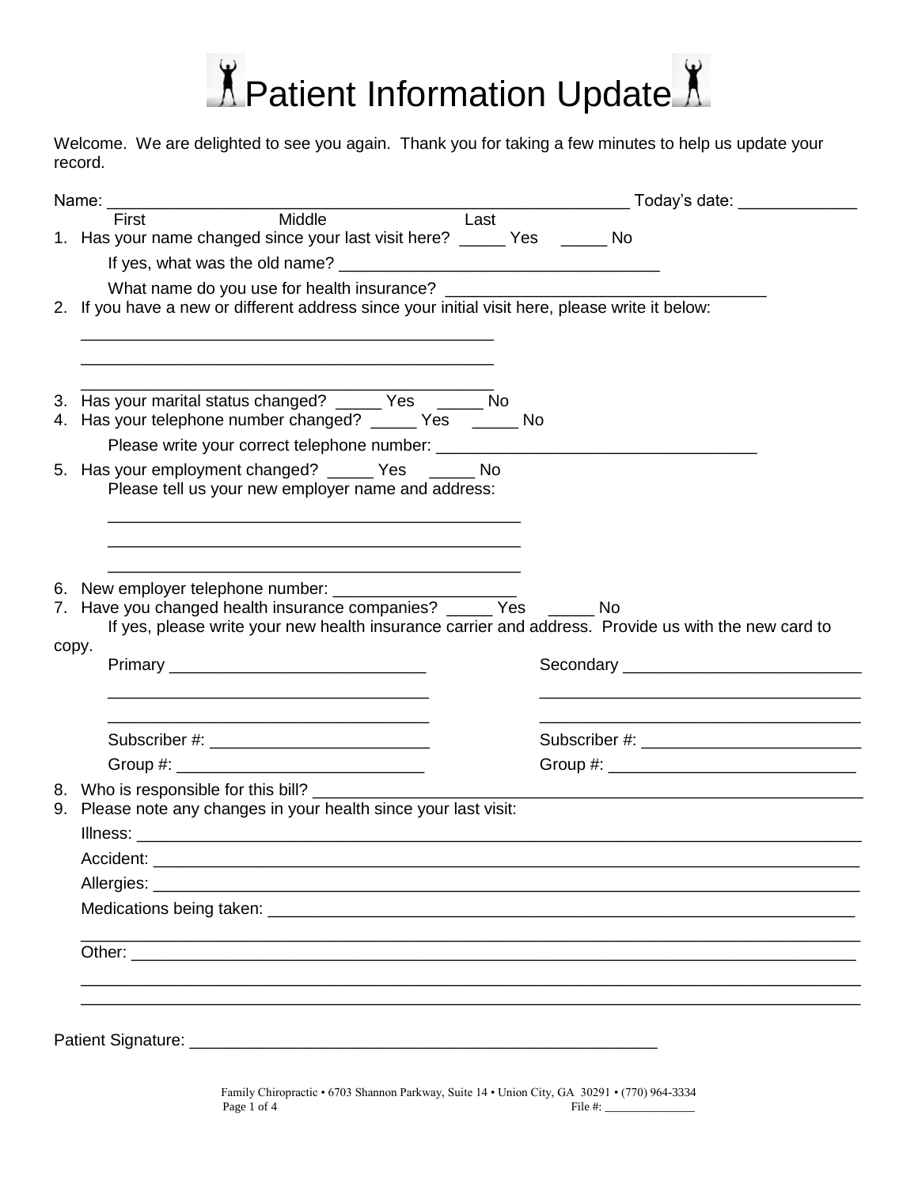# Patient Information Update

Welcome. We are delighted to see you again. Thank you for taking a few minutes to help us update your record.

Name: ___________________________________________________________ Today's date: _____________
First Middle Last

1. Has your name changed since your last visit here? _____ Yes _____ No

   If yes, what was the old name? _____________________________________

   What name do you use for health insurance? _____________________________________

2. If you have a new or different address since your initial visit here, please write it below:

   _______________________________________________

   _______________________________________________

   _______________________________________________

3. Has your marital status changed? _____ Yes _____ No
4. Has your telephone number changed? _____ Yes _____ No

   Please write your correct telephone number: _____________________________________

5. Has your employment changed? _____ Yes _____ No

   Please tell us your new employer name and address:

   _______________________________________________

   _______________________________________________

   _______________________________________________

6. New employer telephone number: ____________________
7. Have you changed health insurance companies? _____ Yes _____ No

   If yes, please write your new health insurance carrier and address. Provide us with the new card to copy.

   Primary ____________________________ Secondary __________________________

   _____________________________________ _____________________________________

   _____________________________________ _____________________________________

   Subscriber #: ________________________ Subscriber #: ________________________

   Group #: ___________________________ Group #: ___________________________

8. Who is responsible for this bill? ______________________________________________________________
9. Please note any changes in your health since your last visit:

   Illness: ______________________________________________________________________________

   Accident: _____________________________________________________________________________

   Allergies: _____________________________________________________________________________

   Medications being taken: __________________________________________________________________

   ______________________________________________________________________________________

   Other: ________________________________________________________________________________

   ______________________________________________________________________________________

   ______________________________________________________________________________________

Patient Signature: _____________________________________________________

Family Chiropractic • 6703 Shannon Parkway, Suite 14 • Union City, GA 30291 • (770) 964-3334

File #: ______________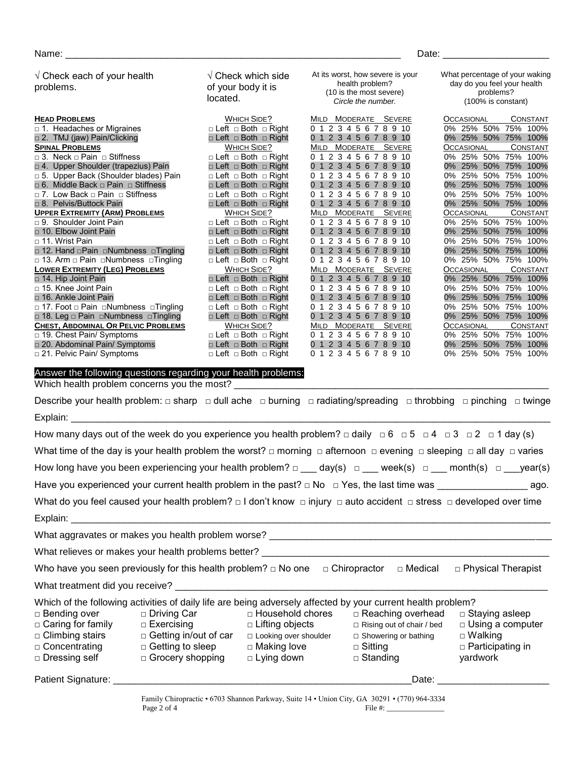Name: ___________________________________________________________ Date: ____________________

| √ Check each of your health problems. | √ Check which side of your body it is located. | At its worst, how severe is your health problem? (10 is the most severe) *Circle the number.* | What percentage of your waking day do you feel your health problems? (100% is constant) |
|---|---|---|---|
| **HEAD PROBLEMS** | WHICH SIDE? | MILD MODERATE SEVERE | OCCASIONAL CONSTANT |
| □ 1. Headaches or Migraines | □ Left □ Both □ Right | 0 1 2 3 4 5 6 7 8 9 10 | 0% 25% 50% 75% 100% |
| □ 2. TMJ (jaw) Pain/Clicking | □ Left □ Both □ Right | 0 1 2 3 4 5 6 7 8 9 10 | 0% 25% 50% 75% 100% |
| **SPINAL PROBLEMS** | WHICH SIDE? | MILD MODERATE SEVERE | OCCASIONAL CONSTANT |
| □ 3. Neck □ Pain □ Stiffness | □ Left □ Both □ Right | 0 1 2 3 4 5 6 7 8 9 10 | 0% 25% 50% 75% 100% |
| □ 4. Upper Shoulder (trapezius) Pain | □ Left □ Both □ Right | 0 1 2 3 4 5 6 7 8 9 10 | 0% 25% 50% 75% 100% |
| □ 5. Upper Back (Shoulder blades) Pain | □ Left □ Both □ Right | 0 1 2 3 4 5 6 7 8 9 10 | 0% 25% 50% 75% 100% |
| □ 6. Middle Back □ Pain □ Stiffness | □ Left □ Both □ Right | 0 1 2 3 4 5 6 7 8 9 10 | 0% 25% 50% 75% 100% |
| □ 7. Low Back □ Pain □ Stiffness | □ Left □ Both □ Right | 0 1 2 3 4 5 6 7 8 9 10 | 0% 25% 50% 75% 100% |
| □ 8. Pelvis/Buttock Pain | □ Left □ Both □ Right | 0 1 2 3 4 5 6 7 8 9 10 | 0% 25% 50% 75% 100% |
| **UPPER EXTREMITY (ARM) PROBLEMS** | WHICH SIDE? | MILD MODERATE SEVERE | OCCASIONAL CONSTANT |
| □ 9. Shoulder Joint Pain | □ Left □ Both □ Right | 0 1 2 3 4 5 6 7 8 9 10 | 0% 25% 50% 75% 100% |
| □ 10. Elbow Joint Pain | □ Left □ Both □ Right | 0 1 2 3 4 5 6 7 8 9 10 | 0% 25% 50% 75% 100% |
| □ 11. Wrist Pain | □ Left □ Both □ Right | 0 1 2 3 4 5 6 7 8 9 10 | 0% 25% 50% 75% 100% |
| □ 12. Hand □Pain □Numbness □Tingling | □ Left □ Both □ Right | 0 1 2 3 4 5 6 7 8 9 10 | 0% 25% 50% 75% 100% |
| □ 13. Arm □ Pain □Numbness □Tingling | □ Left □ Both □ Right | 0 1 2 3 4 5 6 7 8 9 10 | 0% 25% 50% 75% 100% |
| **LOWER EXTREMITY (LEG) PROBLEMS** | WHICH SIDE? | MILD MODERATE SEVERE | OCCASIONAL CONSTANT |
| □ 14. Hip Joint Pain | □ Left □ Both □ Right | 0 1 2 3 4 5 6 7 8 9 10 | 0% 25% 50% 75% 100% |
| □ 15. Knee Joint Pain | □ Left □ Both □ Right | 0 1 2 3 4 5 6 7 8 9 10 | 0% 25% 50% 75% 100% |
| □ 16. Ankle Joint Pain | □ Left □ Both □ Right | 0 1 2 3 4 5 6 7 8 9 10 | 0% 25% 50% 75% 100% |
| □ 17. Foot □ Pain □Numbness □Tingling | □ Left □ Both □ Right | 0 1 2 3 4 5 6 7 8 9 10 | 0% 25% 50% 75% 100% |
| □ 18. Leg □ Pain □Numbness □Tingling | □ Left □ Both □ Right | 0 1 2 3 4 5 6 7 8 9 10 | 0% 25% 50% 75% 100% |
| **CHEST, ABDOMINAL OR PELVIC PROBLEMS** | WHICH SIDE? | MILD MODERATE SEVERE | OCCASIONAL CONSTANT |
| □ 19. Chest Pain/ Symptoms | □ Left □ Both □ Right | 0 1 2 3 4 5 6 7 8 9 10 | 0% 25% 50% 75% 100% |
| □ 20. Abdominal Pain/ Symptoms | □ Left □ Both □ Right | 0 1 2 3 4 5 6 7 8 9 10 | 0% 25% 50% 75% 100% |
| □ 21. Pelvic Pain/ Symptoms | □ Left □ Both □ Right | 0 1 2 3 4 5 6 7 8 9 10 | 0% 25% 50% 75% 100% |

**Answer the following questions regarding your health problems:**

Which health problem concerns you the most? ____________________________________________________

Describe your health problem: □ sharp □ dull ache □ burning □ radiating/spreading □ throbbing □ pinching □ twinge

Explain: ______________________________________________________________________________

How many days out of the week do you experience you health problem? □ daily □ 6 □ 5 □ 4 □ 3 □ 2 □ 1 day (s)

What time of the day is your health problem the worst? □ morning □ afternoon □ evening □ sleeping □ all day □ varies

How long have you been experiencing your health problem? □ ___ day(s) □ ___ week(s) □ ___ month(s) □ ___year(s)

Have you experienced your current health problem in the past? □ No □ Yes, the last time was ________________ ago.

What do you feel caused your health problem? □ I don't know □ injury □ auto accident □ stress □ developed over time

Explain: ______________________________________________________________________________

What aggravates or makes you health problem worse? ______________________________________________

What relieves or makes your health problems better? ______________________________________________

Who have you seen previously for this health problem? □ No one □ Chiropractor □ Medical □ Physical Therapist

What treatment did you receive? ______________________________________________________________

Which of the following activities of daily life are being adversely affected by your current health problem?

| | | | | |
|---|---|---|---|---|
| □ Bending over | □ Driving Car | □ Household chores | □ Reaching overhead | □ Staying asleep |
| □ Caring for family | □ Exercising | □ Lifting objects | □ Rising out of chair / bed | □ Using a computer |
| □ Climbing stairs | □ Getting in/out of car | □ Looking over shoulder | □ Showering or bathing | □ Walking |
| □ Concentrating | □ Getting to sleep | □ Making love | □ Sitting | □ Participating in yardwork |
| □ Dressing self | □ Grocery shopping | □ Lying down | □ Standing | |

Patient Signature: ______________________________________________ Date: ____________________

Family Chiropractic • 6703 Shannon Parkway, Suite 14 • Union City, GA 30291 • (770) 964-3334

File #: ______________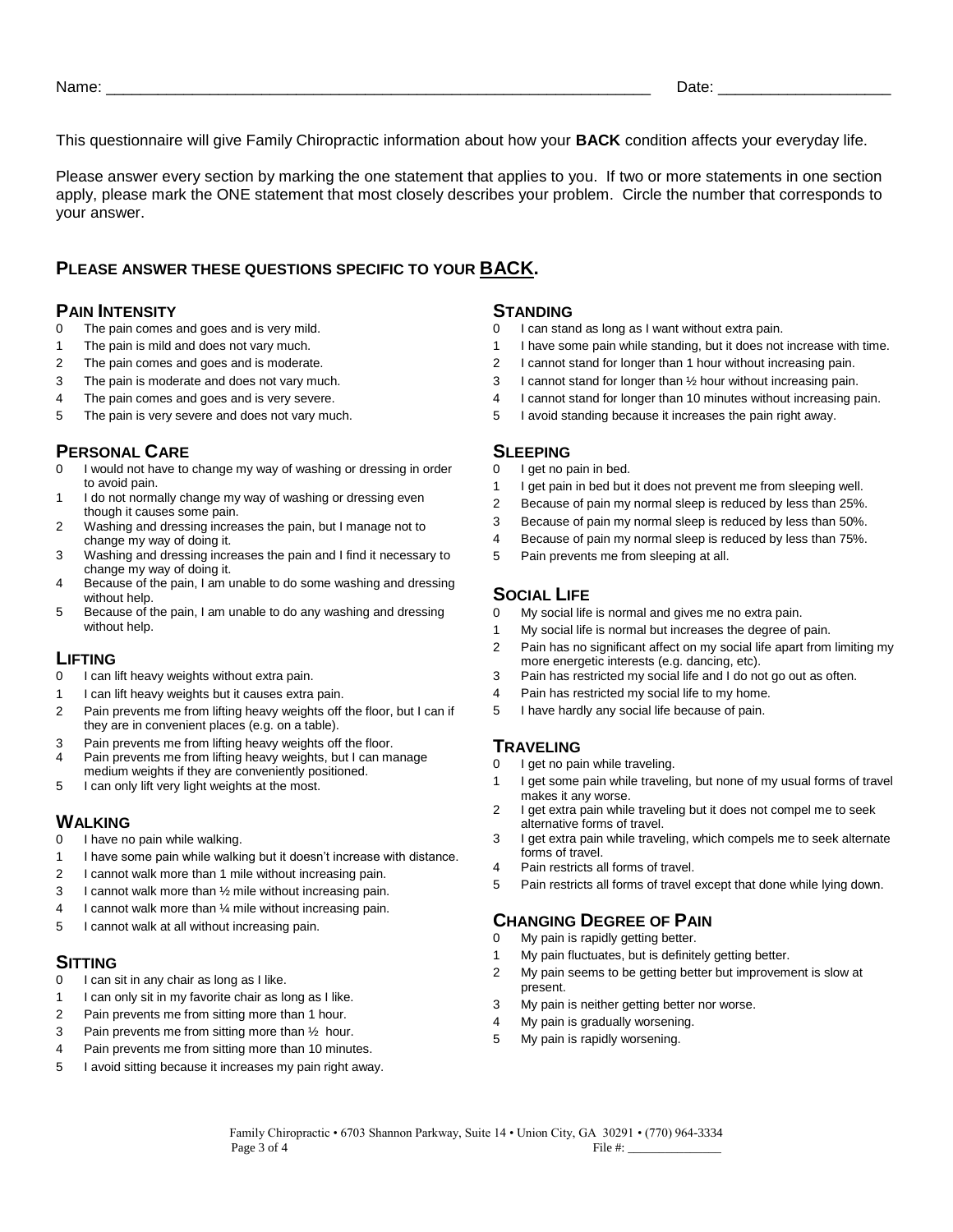Name: ____________________________________________ Date: ____________________

This questionnaire will give Family Chiropractic information about how your **BACK** condition affects your everyday life.

Please answer every section by marking the one statement that applies to you. If two or more statements in one section apply, please mark the ONE statement that most closely describes your problem. Circle the number that corresponds to your answer.

## PLEASE ANSWER THESE QUESTIONS SPECIFIC TO YOUR BACK.

### PAIN INTENSITY

0 The pain comes and goes and is very mild.
1 The pain is mild and does not vary much.
2 The pain comes and goes and is moderate.
3 The pain is moderate and does not vary much.
4 The pain comes and goes and is very severe.
5 The pain is very severe and does not vary much.

### PERSONAL CARE

0 I would not have to change my way of washing or dressing in order to avoid pain.
1 I do not normally change my way of washing or dressing even though it causes some pain.
2 Washing and dressing increases the pain, but I manage not to change my way of doing it.
3 Washing and dressing increases the pain and I find it necessary to change my way of doing it.
4 Because of the pain, I am unable to do some washing and dressing without help.
5 Because of the pain, I am unable to do any washing and dressing without help.

### LIFTING

0 I can lift heavy weights without extra pain.
1 I can lift heavy weights but it causes extra pain.
2 Pain prevents me from lifting heavy weights off the floor, but I can if they are in convenient places (e.g. on a table).
3 Pain prevents me from lifting heavy weights off the floor.
4 Pain prevents me from lifting heavy weights, but I can manage medium weights if they are conveniently positioned.
5 I can only lift very light weights at the most.

### WALKING

0 I have no pain while walking.
1 I have some pain while walking but it doesn't increase with distance.
2 I cannot walk more than 1 mile without increasing pain.
3 I cannot walk more than ½ mile without increasing pain.
4 I cannot walk more than ¼ mile without increasing pain.
5 I cannot walk at all without increasing pain.

### SITTING

0 I can sit in any chair as long as I like.
1 I can only sit in my favorite chair as long as I like.
2 Pain prevents me from sitting more than 1 hour.
3 Pain prevents me from sitting more than ½ hour.
4 Pain prevents me from sitting more than 10 minutes.
5 I avoid sitting because it increases my pain right away.

### STANDING

0 I can stand as long as I want without extra pain.
1 I have some pain while standing, but it does not increase with time.
2 I cannot stand for longer than 1 hour without increasing pain.
3 I cannot stand for longer than ½ hour without increasing pain.
4 I cannot stand for longer than 10 minutes without increasing pain.
5 I avoid standing because it increases the pain right away.

### SLEEPING

0 I get no pain in bed.
1 I get pain in bed but it does not prevent me from sleeping well.
2 Because of pain my normal sleep is reduced by less than 25%.
3 Because of pain my normal sleep is reduced by less than 50%.
4 Because of pain my normal sleep is reduced by less than 75%.
5 Pain prevents me from sleeping at all.

### SOCIAL LIFE

0 My social life is normal and gives me no extra pain.
1 My social life is normal but increases the degree of pain.
2 Pain has no significant affect on my social life apart from limiting my more energetic interests (e.g. dancing, etc).
3 Pain has restricted my social life and I do not go out as often.
4 Pain has restricted my social life to my home.
5 I have hardly any social life because of pain.

### TRAVELING

0 I get no pain while traveling.
1 I get some pain while traveling, but none of my usual forms of travel makes it any worse.
2 I get extra pain while traveling but it does not compel me to seek alternative forms of travel.
3 I get extra pain while traveling, which compels me to seek alternate forms of travel.
4 Pain restricts all forms of travel.
5 Pain restricts all forms of travel except that done while lying down.

### CHANGING DEGREE OF PAIN

0 My pain is rapidly getting better.
1 My pain fluctuates, but is definitely getting better.
2 My pain seems to be getting better but improvement is slow at present.
3 My pain is neither getting better nor worse.
4 My pain is gradually worsening.
5 My pain is rapidly worsening.

Family Chiropractic • 6703 Shannon Parkway, Suite 14 • Union City, GA 30291 • (770) 964-3334

File #: ______________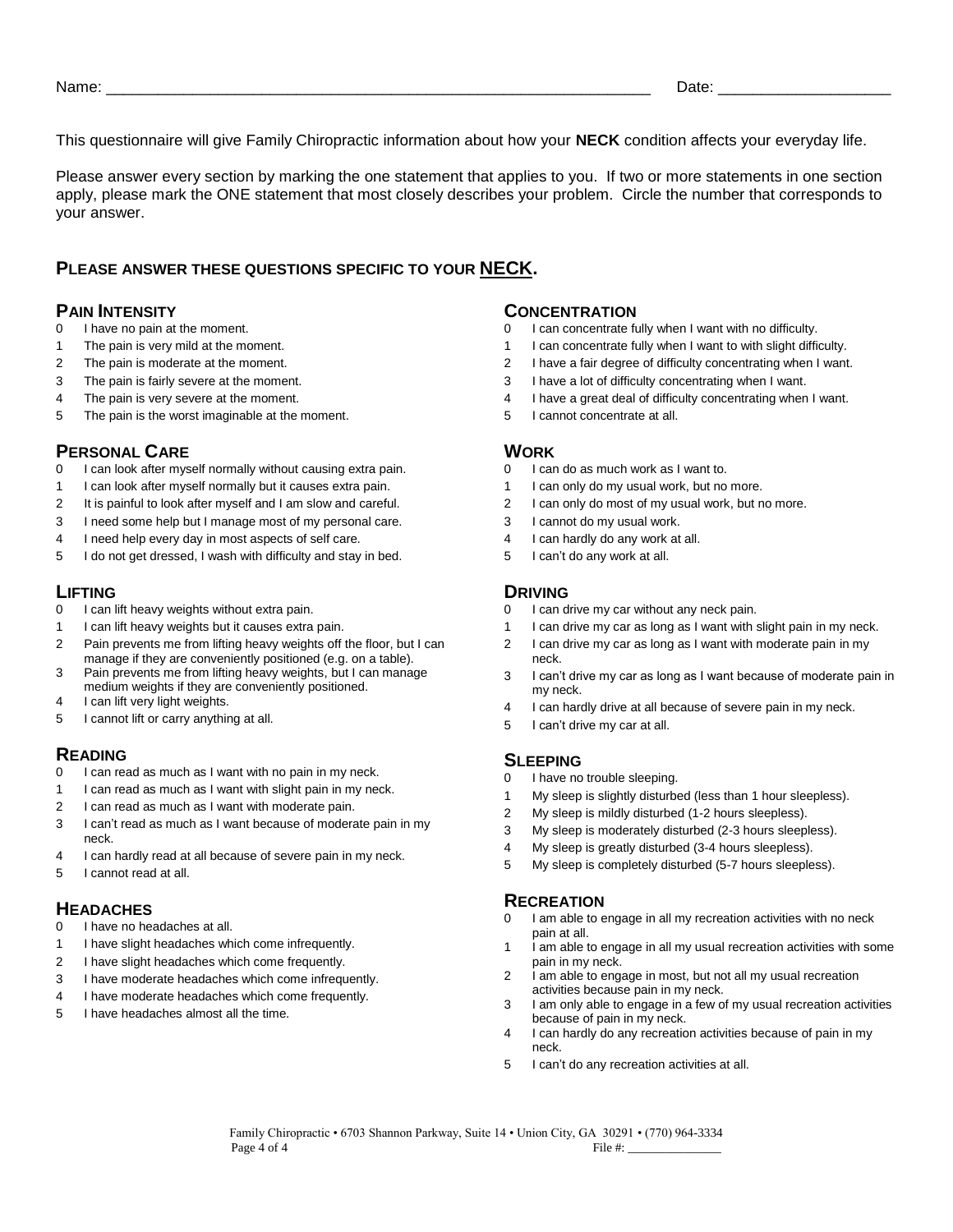Name: ____________________________________________________________ Date: ____________________

This questionnaire will give Family Chiropractic information about how your **NECK** condition affects your everyday life.

Please answer every section by marking the one statement that applies to you. If two or more statements in one section apply, please mark the ONE statement that most closely describes your problem. Circle the number that corresponds to your answer.

## PLEASE ANSWER THESE QUESTIONS SPECIFIC TO YOUR NECK.

### PAIN INTENSITY

0 I have no pain at the moment.
1 The pain is very mild at the moment.
2 The pain is moderate at the moment.
3 The pain is fairly severe at the moment.
4 The pain is very severe at the moment.
5 The pain is the worst imaginable at the moment.

### PERSONAL CARE

0 I can look after myself normally without causing extra pain.
1 I can look after myself normally but it causes extra pain.
2 It is painful to look after myself and I am slow and careful.
3 I need some help but I manage most of my personal care.
4 I need help every day in most aspects of self care.
5 I do not get dressed, I wash with difficulty and stay in bed.

### LIFTING

0 I can lift heavy weights without extra pain.
1 I can lift heavy weights but it causes extra pain.
2 Pain prevents me from lifting heavy weights off the floor, but I can manage if they are conveniently positioned (e.g. on a table).
3 Pain prevents me from lifting heavy weights, but I can manage medium weights if they are conveniently positioned.
4 I can lift very light weights.
5 I cannot lift or carry anything at all.

### READING

0 I can read as much as I want with no pain in my neck.
1 I can read as much as I want with slight pain in my neck.
2 I can read as much as I want with moderate pain.
3 I can't read as much as I want because of moderate pain in my neck.
4 I can hardly read at all because of severe pain in my neck.
5 I cannot read at all.

### HEADACHES

0 I have no headaches at all.
1 I have slight headaches which come infrequently.
2 I have slight headaches which come frequently.
3 I have moderate headaches which come infrequently.
4 I have moderate headaches which come frequently.
5 I have headaches almost all the time.

### CONCENTRATION

0 I can concentrate fully when I want with no difficulty.
1 I can concentrate fully when I want to with slight difficulty.
2 I have a fair degree of difficulty concentrating when I want.
3 I have a lot of difficulty concentrating when I want.
4 I have a great deal of difficulty concentrating when I want.
5 I cannot concentrate at all.

### WORK

0 I can do as much work as I want to.
1 I can only do my usual work, but no more.
2 I can only do most of my usual work, but no more.
3 I cannot do my usual work.
4 I can hardly do any work at all.
5 I can't do any work at all.

### DRIVING

0 I can drive my car without any neck pain.
1 I can drive my car as long as I want with slight pain in my neck.
2 I can drive my car as long as I want with moderate pain in my neck.
3 I can't drive my car as long as I want because of moderate pain in my neck.
4 I can hardly drive at all because of severe pain in my neck.
5 I can't drive my car at all.

### SLEEPING

0 I have no trouble sleeping.
1 My sleep is slightly disturbed (less than 1 hour sleepless).
2 My sleep is mildly disturbed (1-2 hours sleepless).
3 My sleep is moderately disturbed (2-3 hours sleepless).
4 My sleep is greatly disturbed (3-4 hours sleepless).
5 My sleep is completely disturbed (5-7 hours sleepless).

### RECREATION

0 I am able to engage in all my recreation activities with no neck pain at all.
1 I am able to engage in all my usual recreation activities with some pain in my neck.
2 I am able to engage in most, but not all my usual recreation activities because pain in my neck.
3 I am only able to engage in a few of my usual recreation activities because of pain in my neck.
4 I can hardly do any recreation activities because of pain in my neck.
5 I can't do any recreation activities at all.

Family Chiropractic • 6703 Shannon Parkway, Suite 14 • Union City, GA 30291 • (770) 964-3334

File #: ______________